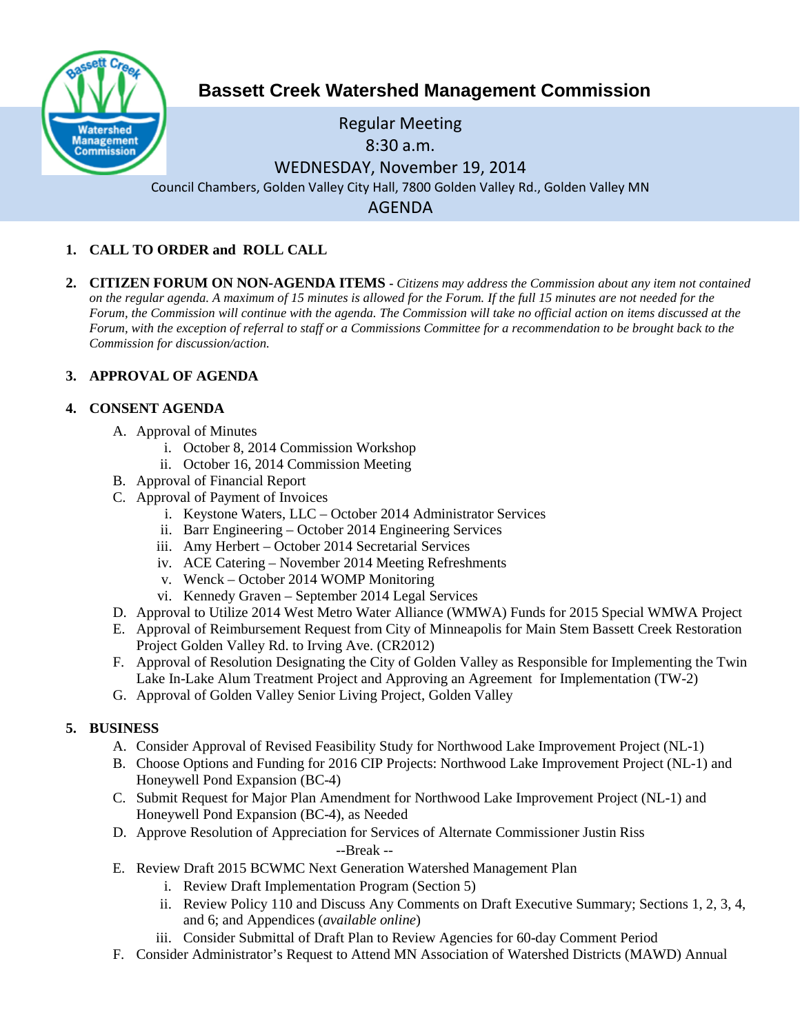# Bassett Creek Watershed Management Commission

Regular Meeting
8:30 a.m.
WEDNESDAY, November 19, 2014
Council Chambers, Golden Valley City Hall, 7800 Golden Valley Rd., Golden Valley MN
AGENDA

1. **CALL TO ORDER and ROLL CALL**

2. **CITIZEN FORUM ON NON-AGENDA ITEMS** - *Citizens may address the Commission about any item not contained on the regular agenda. A maximum of 15 minutes is allowed for the Forum. If the full 15 minutes are not needed for the Forum, the Commission will continue with the agenda. The Commission will take no official action on items discussed at the Forum, with the exception of referral to staff or a Commissions Committee for a recommendation to be brought back to the Commission for discussion/action.*

3. **APPROVAL OF AGENDA**

4. **CONSENT AGENDA**
   - A. Approval of Minutes
     - i. October 8, 2014 Commission Workshop
     - ii. October 16, 2014 Commission Meeting
   - B. Approval of Financial Report
   - C. Approval of Payment of Invoices
     - i. Keystone Waters, LLC – October 2014 Administrator Services
     - ii. Barr Engineering – October 2014 Engineering Services
     - iii. Amy Herbert – October 2014 Secretarial Services
     - iv. ACE Catering – November 2014 Meeting Refreshments
     - v. Wenck – October 2014 WOMP Monitoring
     - vi. Kennedy Graven – September 2014 Legal Services
   - D. Approval to Utilize 2014 West Metro Water Alliance (WMWA) Funds for 2015 Special WMWA Project
   - E. Approval of Reimbursement Request from City of Minneapolis for Main Stem Bassett Creek Restoration Project Golden Valley Rd. to Irving Ave. (CR2012)
   - F. Approval of Resolution Designating the City of Golden Valley as Responsible for Implementing the Twin Lake In-Lake Alum Treatment Project and Approving an Agreement for Implementation (TW-2)
   - G. Approval of Golden Valley Senior Living Project, Golden Valley

5. **BUSINESS**
   - A. Consider Approval of Revised Feasibility Study for Northwood Lake Improvement Project (NL-1)
   - B. Choose Options and Funding for 2016 CIP Projects: Northwood Lake Improvement Project (NL-1) and Honeywell Pond Expansion (BC-4)
   - C. Submit Request for Major Plan Amendment for Northwood Lake Improvement Project (NL-1) and Honeywell Pond Expansion (BC-4), as Needed
   - D. Approve Resolution of Appreciation for Services of Alternate Commissioner Justin Riss

     --Break --

   - E. Review Draft 2015 BCWMC Next Generation Watershed Management Plan
     - i. Review Draft Implementation Program (Section 5)
     - ii. Review Policy 110 and Discuss Any Comments on Draft Executive Summary; Sections 1, 2, 3, 4, and 6; and Appendices (*available online*)
     - iii. Consider Submittal of Draft Plan to Review Agencies for 60-day Comment Period
   - F. Consider Administrator's Request to Attend MN Association of Watershed Districts (MAWD) Annual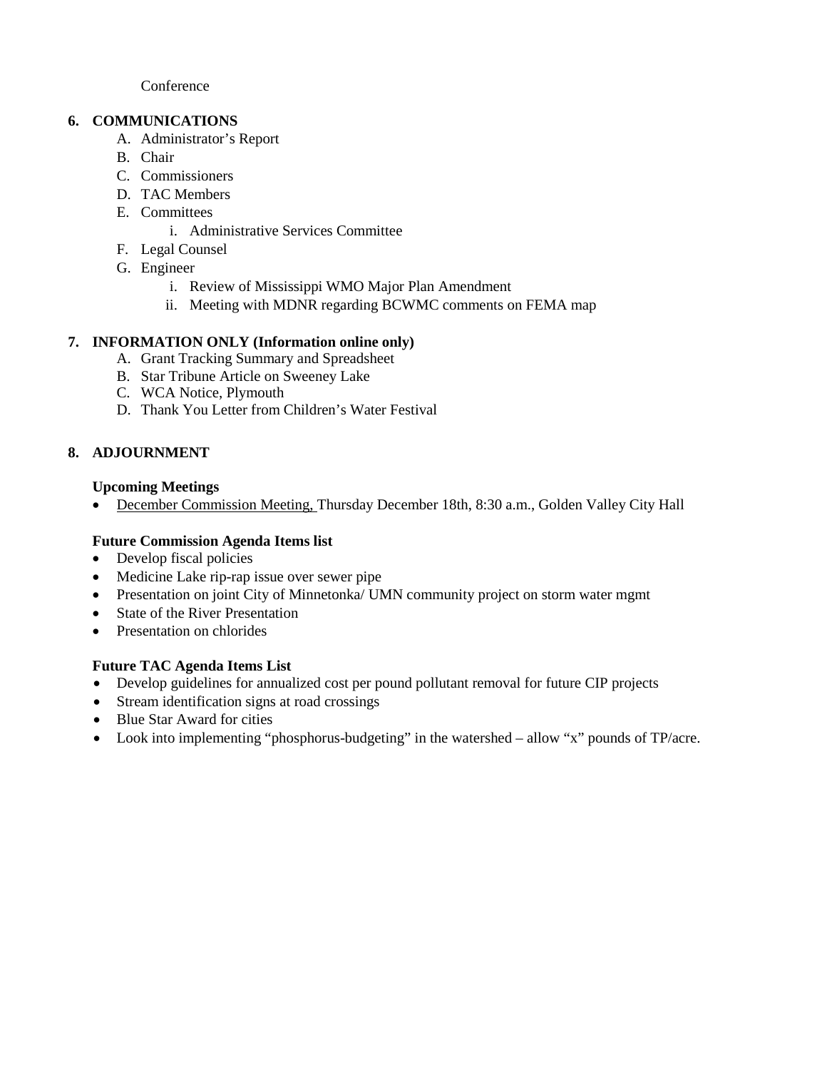Conference

**6. COMMUNICATIONS**

A. Administrator's Report
B. Chair
C. Commissioners
D. TAC Members
E. Committees
   i. Administrative Services Committee
F. Legal Counsel
G. Engineer
   i. Review of Mississippi WMO Major Plan Amendment
   ii. Meeting with MDNR regarding BCWMC comments on FEMA map

**7. INFORMATION ONLY (Information online only)**

A. Grant Tracking Summary and Spreadsheet
B. Star Tribune Article on Sweeney Lake
C. WCA Notice, Plymouth
D. Thank You Letter from Children's Water Festival

**8. ADJOURNMENT**

**Upcoming Meetings**

- December Commission Meeting, Thursday December 18th, 8:30 a.m., Golden Valley City Hall

**Future Commission Agenda Items list**

- Develop fiscal policies
- Medicine Lake rip-rap issue over sewer pipe
- Presentation on joint City of Minnetonka/ UMN community project on storm water mgmt
- State of the River Presentation
- Presentation on chlorides

**Future TAC Agenda Items List**

- Develop guidelines for annualized cost per pound pollutant removal for future CIP projects
- Stream identification signs at road crossings
- Blue Star Award for cities
- Look into implementing "phosphorus-budgeting" in the watershed – allow "x" pounds of TP/acre.